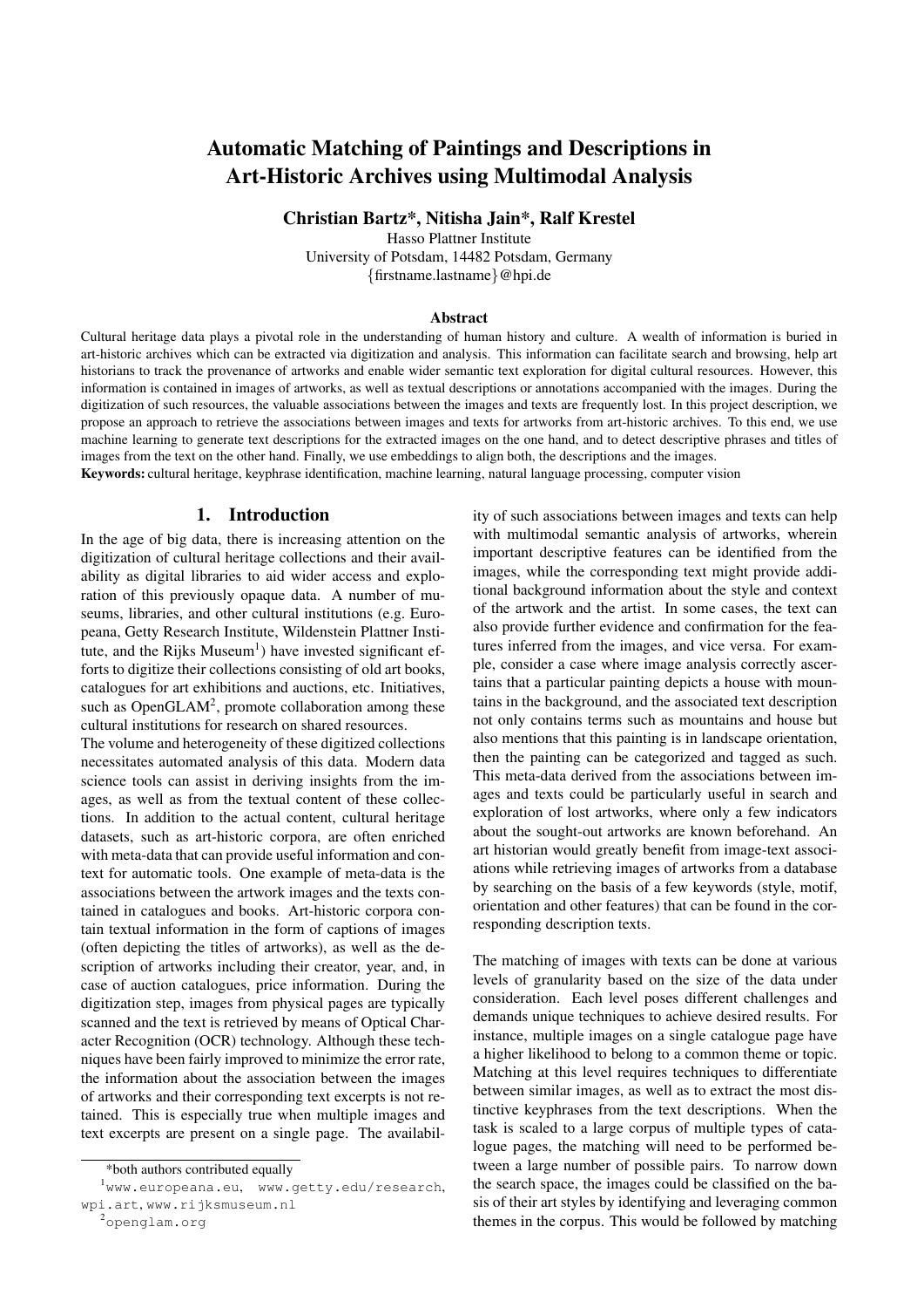# Automatic Matching of Paintings and Descriptions in Art-Historic Archives using Multimodal Analysis

**Christian Bartz*, Nitisha Jain*, Ralf Krestel**

Hasso Plattner Institute
University of Potsdam, 14482 Potsdam, Germany
{firstname.lastname}@hpi.de

### Abstract

Cultural heritage data plays a pivotal role in the understanding of human history and culture. A wealth of information is buried in art-historic archives which can be extracted via digitization and analysis. This information can facilitate search and browsing, help art historians to track the provenance of artworks and enable wider semantic text exploration for digital cultural resources. However, this information is contained in images of artworks, as well as textual descriptions or annotations accompanied with the images. During the digitization of such resources, the valuable associations between the images and texts are frequently lost. In this project description, we propose an approach to retrieve the associations between images and texts for artworks from art-historic archives. To this end, we use machine learning to generate text descriptions for the extracted images on the one hand, and to detect descriptive phrases and titles of images from the text on the other hand. Finally, we use embeddings to align both, the descriptions and the images.

**Keywords:** cultural heritage, keyphrase identification, machine learning, natural language processing, computer vision

## 1. Introduction

In the age of big data, there is increasing attention on the digitization of cultural heritage collections and their availability as digital libraries to aid wider access and exploration of this previously opaque data. A number of museums, libraries, and other cultural institutions (e.g. Europeana, Getty Research Institute, Wildenstein Plattner Institute, and the Rijks Museum[1]) have invested significant efforts to digitize their collections consisting of old art books, catalogues for art exhibitions and auctions, etc. Initiatives, such as OpenGLAM[2], promote collaboration among these cultural institutions for research on shared resources.

The volume and heterogeneity of these digitized collections necessitates automated analysis of this data. Modern data science tools can assist in deriving insights from the images, as well as from the textual content of these collections. In addition to the actual content, cultural heritage datasets, such as art-historic corpora, are often enriched with meta-data that can provide useful information and context for automatic tools. One example of meta-data is the associations between the artwork images and the texts contained in catalogues and books. Art-historic corpora contain textual information in the form of captions of images (often depicting the titles of artworks), as well as the description of artworks including their creator, year, and, in case of auction catalogues, price information. During the digitization step, images from physical pages are typically scanned and the text is retrieved by means of Optical Character Recognition (OCR) technology. Although these techniques have been fairly improved to minimize the error rate, the information about the association between the images of artworks and their corresponding text excerpts is not retained. This is especially true when multiple images and text excerpts are present on a single page. The availability of such associations between images and texts can help with multimodal semantic analysis of artworks, wherein important descriptive features can be identified from the images, while the corresponding text might provide additional background information about the style and context of the artwork and the artist. In some cases, the text can also provide further evidence and confirmation for the features inferred from the images, and vice versa. For example, consider a case where image analysis correctly ascertains that a particular painting depicts a house with mountains in the background, and the associated text description not only contains terms such as mountains and house but also mentions that this painting is in landscape orientation, then the painting can be categorized and tagged as such. This meta-data derived from the associations between images and texts could be particularly useful in search and exploration of lost artworks, where only a few indicators about the sought-out artworks are known beforehand. An art historian would greatly benefit from image-text associations while retrieving images of artworks from a database by searching on the basis of a few keywords (style, motif, orientation and other features) that can be found in the corresponding description texts.

The matching of images with texts can be done at various levels of granularity based on the size of the data under consideration. Each level poses different challenges and demands unique techniques to achieve desired results. For instance, multiple images on a single catalogue page have a higher likelihood to belong to a common theme or topic. Matching at this level requires techniques to differentiate between similar images, as well as to extract the most distinctive keyphrases from the text descriptions. When the task is scaled to a large corpus of multiple types of catalogue pages, the matching will need to be performed between a large number of possible pairs. To narrow down the search space, the images could be classified on the basis of their art styles by identifying and leveraging common themes in the corpus. This would be followed by matching

---

*both authors contributed equally

[1] www.europeana.eu, www.getty.edu/research, wpi.art, www.rijksmuseum.nl

[2] openglam.org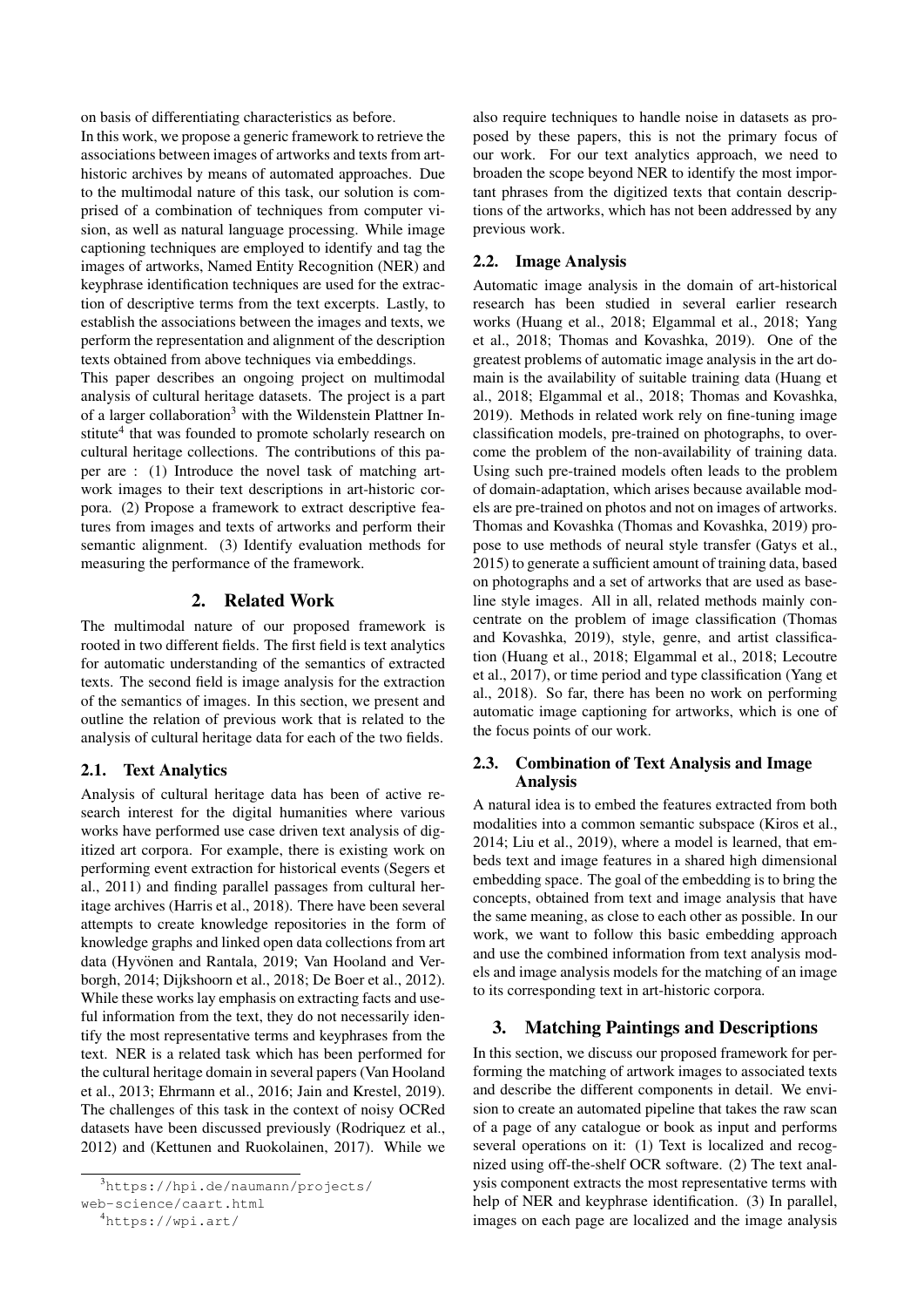on basis of differentiating characteristics as before.

In this work, we propose a generic framework to retrieve the associations between images of artworks and texts from art-historic archives by means of automated approaches. Due to the multimodal nature of this task, our solution is comprised of a combination of techniques from computer vision, as well as natural language processing. While image captioning techniques are employed to identify and tag the images of artworks, Named Entity Recognition (NER) and keyphrase identification techniques are used for the extraction of descriptive terms from the text excerpts. Lastly, to establish the associations between the images and texts, we perform the representation and alignment of the description texts obtained from above techniques via embeddings.

This paper describes an ongoing project on multimodal analysis of cultural heritage datasets. The project is a part of a larger collaboration[3] with the Wildenstein Plattner Institute[4] that was founded to promote scholarly research on cultural heritage collections. The contributions of this paper are : (1) Introduce the novel task of matching artwork images to their text descriptions in art-historic corpora. (2) Propose a framework to extract descriptive features from images and texts of artworks and perform their semantic alignment. (3) Identify evaluation methods for measuring the performance of the framework.

## 2. Related Work

The multimodal nature of our proposed framework is rooted in two different fields. The first field is text analytics for automatic understanding of the semantics of extracted texts. The second field is image analysis for the extraction of the semantics of images. In this section, we present and outline the relation of previous work that is related to the analysis of cultural heritage data for each of the two fields.

### 2.1. Text Analytics

Analysis of cultural heritage data has been of active research interest for the digital humanities where various works have performed use case driven text analysis of digitized art corpora. For example, there is existing work on performing event extraction for historical events (Segers et al., 2011) and finding parallel passages from cultural heritage archives (Harris et al., 2018). There have been several attempts to create knowledge repositories in the form of knowledge graphs and linked open data collections from art data (Hyvönen and Rantala, 2019; Van Hooland and Verborgh, 2014; Dijkshoorn et al., 2018; De Boer et al., 2012). While these works lay emphasis on extracting facts and useful information from the text, they do not necessarily identify the most representative terms and keyphrases from the text. NER is a related task which has been performed for the cultural heritage domain in several papers (Van Hooland et al., 2013; Ehrmann et al., 2016; Jain and Krestel, 2019). The challenges of this task in the context of noisy OCRed datasets have been discussed previously (Rodriquez et al., 2012) and (Kettunen and Ruokolainen, 2017). While we also require techniques to handle noise in datasets as proposed by these papers, this is not the primary focus of our work. For our text analytics approach, we need to broaden the scope beyond NER to identify the most important phrases from the digitized texts that contain descriptions of the artworks, which has not been addressed by any previous work.

### 2.2. Image Analysis

Automatic image analysis in the domain of art-historical research has been studied in several earlier research works (Huang et al., 2018; Elgammal et al., 2018; Yang et al., 2018; Thomas and Kovashka, 2019). One of the greatest problems of automatic image analysis in the art domain is the availability of suitable training data (Huang et al., 2018; Elgammal et al., 2018; Thomas and Kovashka, 2019). Methods in related work rely on fine-tuning image classification models, pre-trained on photographs, to overcome the problem of the non-availability of training data. Using such pre-trained models often leads to the problem of domain-adaptation, which arises because available models are pre-trained on photos and not on images of artworks. Thomas and Kovashka (Thomas and Kovashka, 2019) propose to use methods of neural style transfer (Gatys et al., 2015) to generate a sufficient amount of training data, based on photographs and a set of artworks that are used as baseline style images. All in all, related methods mainly concentrate on the problem of image classification (Thomas and Kovashka, 2019), style, genre, and artist classification (Huang et al., 2018; Elgammal et al., 2018; Lecoutre et al., 2017), or time period and type classification (Yang et al., 2018). So far, there has been no work on performing automatic image captioning for artworks, which is one of the focus points of our work.

### 2.3. Combination of Text Analysis and Image Analysis

A natural idea is to embed the features extracted from both modalities into a common semantic subspace (Kiros et al., 2014; Liu et al., 2019), where a model is learned, that embeds text and image features in a shared high dimensional embedding space. The goal of the embedding is to bring the concepts, obtained from text and image analysis that have the same meaning, as close to each other as possible. In our work, we want to follow this basic embedding approach and use the combined information from text analysis models and image analysis models for the matching of an image to its corresponding text in art-historic corpora.

## 3. Matching Paintings and Descriptions

In this section, we discuss our proposed framework for performing the matching of artwork images to associated texts and describe the different components in detail. We envision to create an automated pipeline that takes the raw scan of a page of any catalogue or book as input and performs several operations on it: (1) Text is localized and recognized using off-the-shelf OCR software. (2) The text analysis component extracts the most representative terms with help of NER and keyphrase identification. (3) In parallel, images on each page are localized and the image analysis

[3] https://hpi.de/naumann/projects/web-science/caart.html

[4] https://wpi.art/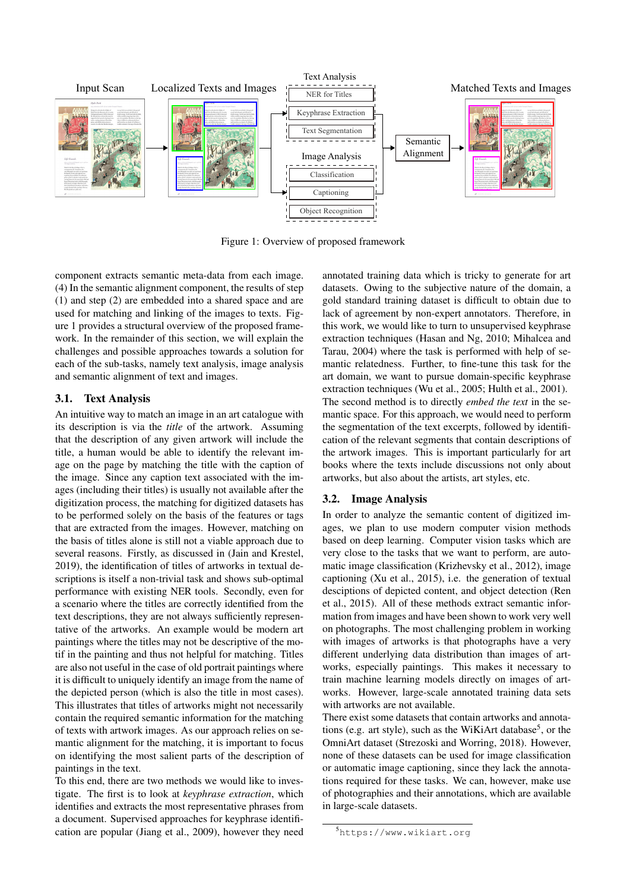Figure 1: Overview of proposed framework

component extracts semantic meta-data from each image. (4) In the semantic alignment component, the results of step (1) and step (2) are embedded into a shared space and are used for matching and linking of the images to texts. Figure 1 provides a structural overview of the proposed framework. In the remainder of this section, we will explain the challenges and possible approaches towards a solution for each of the sub-tasks, namely text analysis, image analysis and semantic alignment of text and images.

### 3.1. Text Analysis

An intuitive way to match an image in an art catalogue with its description is via the *title* of the artwork. Assuming that the description of any given artwork will include the title, a human would be able to identify the relevant image on the page by matching the title with the caption of the image. Since any caption text associated with the images (including their titles) is usually not available after the digitization process, the matching for digitized datasets has to be performed solely on the basis of the features or tags that are extracted from the images. However, matching on the basis of titles alone is still not a viable approach due to several reasons. Firstly, as discussed in (Jain and Krestel, 2019), the identification of titles of artworks in textual descriptions is itself a non-trivial task and shows sub-optimal performance with existing NER tools. Secondly, even for a scenario where the titles are correctly identified from the text descriptions, they are not always sufficiently representative of the artworks. An example would be modern art paintings where the titles may not be descriptive of the motif in the painting and thus not helpful for matching. Titles are also not useful in the case of old portrait paintings where it is difficult to uniquely identify an image from the name of the depicted person (which is also the title in most cases). This illustrates that titles of artworks might not necessarily contain the required semantic information for the matching of texts with artwork images. As our approach relies on semantic alignment for the matching, it is important to focus on identifying the most salient parts of the description of paintings in the text.

To this end, there are two methods we would like to investigate. The first is to look at *keyphrase extraction*, which identifies and extracts the most representative phrases from a document. Supervised approaches for keyphrase identification are popular (Jiang et al., 2009), however they need annotated training data which is tricky to generate for art datasets. Owing to the subjective nature of the domain, a gold standard training dataset is difficult to obtain due to lack of agreement by non-expert annotators. Therefore, in this work, we would like to turn to unsupervised keyphrase extraction techniques (Hasan and Ng, 2010; Mihalcea and Tarau, 2004) where the task is performed with help of semantic relatedness. Further, to fine-tune this task for the art domain, we want to pursue domain-specific keyphrase extraction techniques (Wu et al., 2005; Hulth et al., 2001).

The second method is to directly *embed the text* in the semantic space. For this approach, we would need to perform the segmentation of the text excerpts, followed by identification of the relevant segments that contain descriptions of the artwork images. This is important particularly for art books where the texts include discussions not only about artworks, but also about the artists, art styles, etc.

### 3.2. Image Analysis

In order to analyze the semantic content of digitized images, we plan to use modern computer vision methods based on deep learning. Computer vision tasks which are very close to the tasks that we want to perform, are automatic image classification (Krizhevsky et al., 2012), image captioning (Xu et al., 2015), i.e. the generation of textual desciptions of depicted content, and object detection (Ren et al., 2015). All of these methods extract semantic information from images and have been shown to work very well on photographs. The most challenging problem in working with images of artworks is that photographs have a very different underlying data distribution than images of artworks, especially paintings. This makes it necessary to train machine learning models directly on images of artworks. However, large-scale annotated training data sets with artworks are not available.

There exist some datasets that contain artworks and annotations (e.g. art style), such as the WiKiArt database[5], or the OmniArt dataset (Strezoski and Worring, 2018). However, none of these datasets can be used for image classification or automatic image captioning, since they lack the annotations required for these tasks. We can, however, make use of photographies and their annotations, which are available in large-scale datasets.

[5] https://www.wikiart.org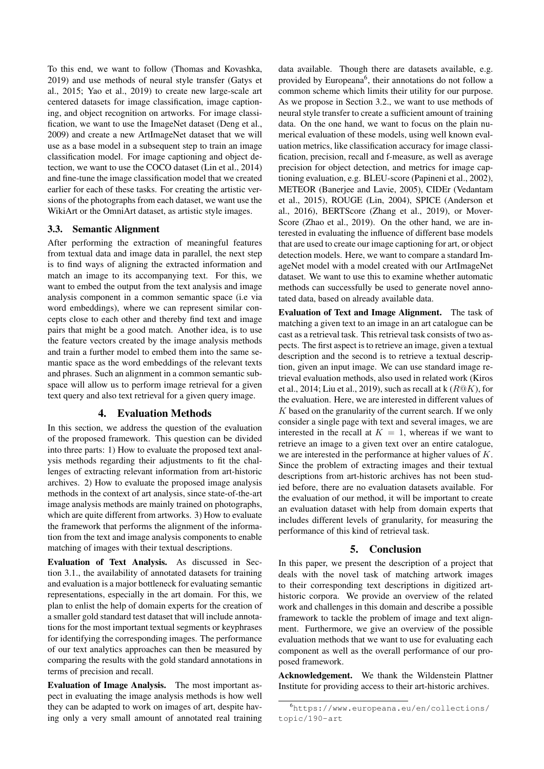To this end, we want to follow (Thomas and Kovashka, 2019) and use methods of neural style transfer (Gatys et al., 2015; Yao et al., 2019) to create new large-scale art centered datasets for image classification, image captioning, and object recognition on artworks. For image classification, we want to use the ImageNet dataset (Deng et al., 2009) and create a new ArtImageNet dataset that we will use as a base model in a subsequent step to train an image classification model. For image captioning and object detection, we want to use the COCO dataset (Lin et al., 2014) and fine-tune the image classification model that we created earlier for each of these tasks. For creating the artistic versions of the photographs from each dataset, we want use the WikiArt or the OmniArt dataset, as artistic style images.

### 3.3. Semantic Alignment

After performing the extraction of meaningful features from textual data and image data in parallel, the next step is to find ways of aligning the extracted information and match an image to its accompanying text. For this, we want to embed the output from the text analysis and image analysis component in a common semantic space (i.e via word embeddings), where we can represent similar concepts close to each other and thereby find text and image pairs that might be a good match. Another idea, is to use the feature vectors created by the image analysis methods and train a further model to embed them into the same semantic space as the word embeddings of the relevant texts and phrases. Such an alignment in a common semantic subspace will allow us to perform image retrieval for a given text query and also text retrieval for a given query image.

## 4. Evaluation Methods

In this section, we address the question of the evaluation of the proposed framework. This question can be divided into three parts: 1) How to evaluate the proposed text analysis methods regarding their adjustments to fit the challenges of extracting relevant information from art-historic archives. 2) How to evaluate the proposed image analysis methods in the context of art analysis, since state-of-the-art image analysis methods are mainly trained on photographs, which are quite different from artworks. 3) How to evaluate the framework that performs the alignment of the information from the text and image analysis components to enable matching of images with their textual descriptions.

**Evaluation of Text Analysis.** As discussed in Section 3.1., the availability of annotated datasets for training and evaluation is a major bottleneck for evaluating semantic representations, especially in the art domain. For this, we plan to enlist the help of domain experts for the creation of a smaller gold standard test dataset that will include annotations for the most important textual segments or keyphrases for identifying the corresponding images. The performance of our text analytics approaches can then be measured by comparing the results with the gold standard annotations in terms of precision and recall.

**Evaluation of Image Analysis.** The most important aspect in evaluating the image analysis methods is how well they can be adapted to work on images of art, despite having only a very small amount of annotated real training data available. Though there are datasets available, e.g. provided by Europeana[6], their annotations do not follow a common scheme which limits their utility for our purpose. As we propose in Section 3.2., we want to use methods of neural style transfer to create a sufficient amount of training data. On the one hand, we want to focus on the plain numerical evaluation of these models, using well known evaluation metrics, like classification accuracy for image classification, precision, recall and f-measure, as well as average precision for object detection, and metrics for image captioning evaluation, e.g. BLEU-score (Papineni et al., 2002), METEOR (Banerjee and Lavie, 2005), CIDEr (Vedantam et al., 2015), ROUGE (Lin, 2004), SPICE (Anderson et al., 2016), BERTScore (Zhang et al., 2019), or MoverScore (Zhao et al., 2019). On the other hand, we are interested in evaluating the influence of different base models that are used to create our image captioning for art, or object detection models. Here, we want to compare a standard ImageNet model with a model created with our ArtImageNet dataset. We want to use this to examine whether automatic methods can successfully be used to generate novel annotated data, based on already available data.

**Evaluation of Text and Image Alignment.** The task of matching a given text to an image in an art catalogue can be cast as a retrieval task. This retrieval task consists of two aspects. The first aspect is to retrieve an image, given a textual description and the second is to retrieve a textual description, given an input image. We can use standard image retrieval evaluation methods, also used in related work (Kiros et al., 2014; Liu et al., 2019), such as recall at k ($R@K$), for the evaluation. Here, we are interested in different values of $K$ based on the granularity of the current search. If we only consider a single page with text and several images, we are interested in the recall at $K = 1$, whereas if we want to retrieve an image to a given text over an entire catalogue, we are interested in the performance at higher values of $K$. Since the problem of extracting images and their textual descriptions from art-historic archives has not been studied before, there are no evaluation datasets available. For the evaluation of our method, it will be important to create an evaluation dataset with help from domain experts that includes different levels of granularity, for measuring the performance of this kind of retrieval task.

## 5. Conclusion

In this paper, we present the description of a project that deals with the novel task of matching artwork images to their corresponding text descriptions in digitized art-historic corpora. We provide an overview of the related work and challenges in this domain and describe a possible framework to tackle the problem of image and text alignment. Furthermore, we give an overview of the possible evaluation methods that we want to use for evaluating each component as well as the overall performance of our proposed framework.

**Acknowledgement.** We thank the Wildenstein Plattner Institute for providing access to their art-historic archives.

[6] https://www.europeana.eu/en/collections/topic/190-art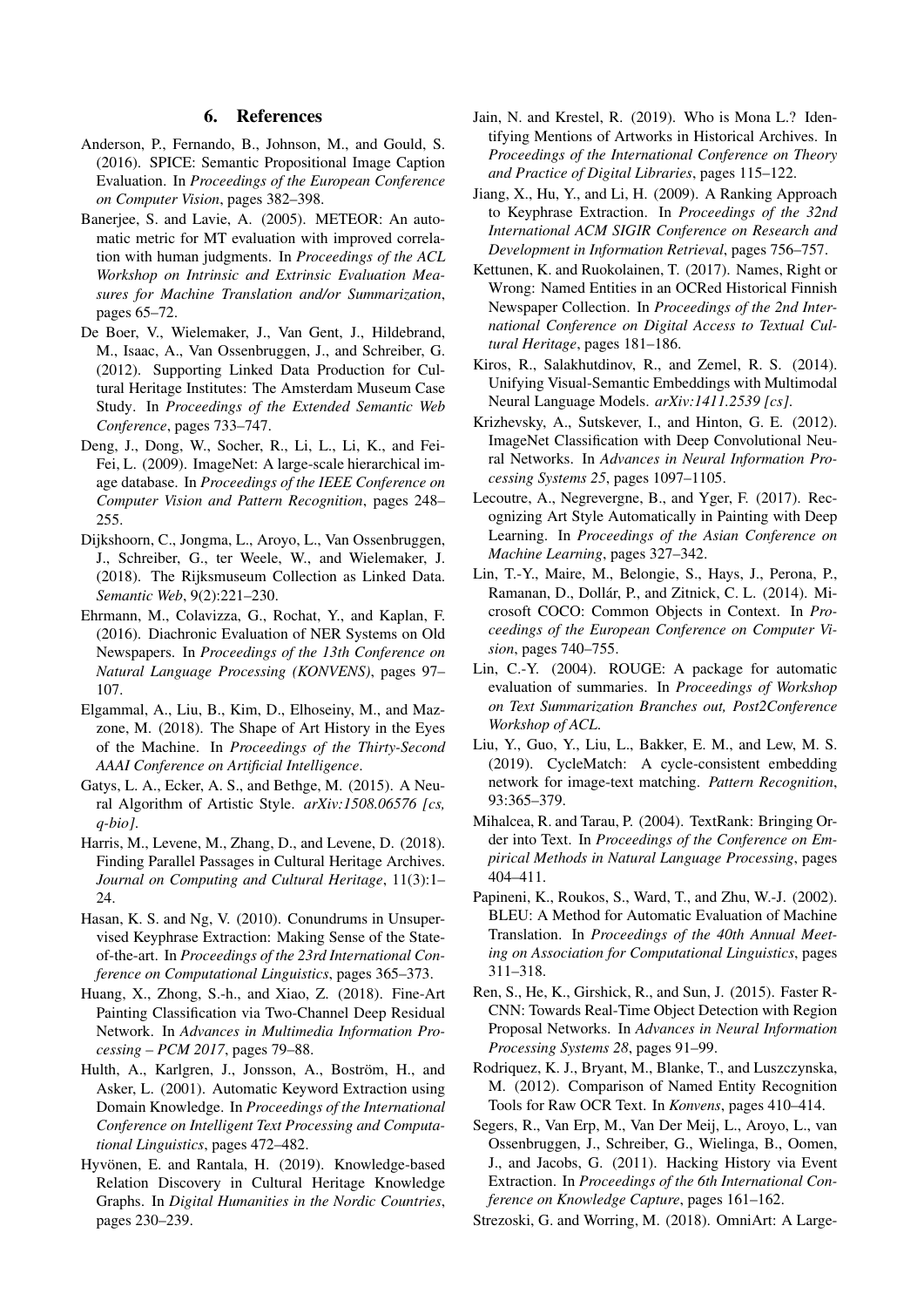## 6. References

Anderson, P., Fernando, B., Johnson, M., and Gould, S. (2016). SPICE: Semantic Propositional Image Caption Evaluation. In *Proceedings of the European Conference on Computer Vision*, pages 382–398.

Banerjee, S. and Lavie, A. (2005). METEOR: An automatic metric for MT evaluation with improved correlation with human judgments. In *Proceedings of the ACL Workshop on Intrinsic and Extrinsic Evaluation Measures for Machine Translation and/or Summarization*, pages 65–72.

De Boer, V., Wielemaker, J., Van Gent, J., Hildebrand, M., Isaac, A., Van Ossenbruggen, J., and Schreiber, G. (2012). Supporting Linked Data Production for Cultural Heritage Institutes: The Amsterdam Museum Case Study. In *Proceedings of the Extended Semantic Web Conference*, pages 733–747.

Deng, J., Dong, W., Socher, R., Li, L., Li, K., and Fei-Fei, L. (2009). ImageNet: A large-scale hierarchical image database. In *Proceedings of the IEEE Conference on Computer Vision and Pattern Recognition*, pages 248–255.

Dijkshoorn, C., Jongma, L., Aroyo, L., Van Ossenbruggen, J., Schreiber, G., ter Weele, W., and Wielemaker, J. (2018). The Rijksmuseum Collection as Linked Data. *Semantic Web*, 9(2):221–230.

Ehrmann, M., Colavizza, G., Rochat, Y., and Kaplan, F. (2016). Diachronic Evaluation of NER Systems on Old Newspapers. In *Proceedings of the 13th Conference on Natural Language Processing (KONVENS)*, pages 97–107.

Elgammal, A., Liu, B., Kim, D., Elhoseiny, M., and Mazzone, M. (2018). The Shape of Art History in the Eyes of the Machine. In *Proceedings of the Thirty-Second AAAI Conference on Artificial Intelligence*.

Gatys, L. A., Ecker, A. S., and Bethge, M. (2015). A Neural Algorithm of Artistic Style. *arXiv:1508.06576 [cs, q-bio]*.

Harris, M., Levene, M., Zhang, D., and Levene, D. (2018). Finding Parallel Passages in Cultural Heritage Archives. *Journal on Computing and Cultural Heritage*, 11(3):1–24.

Hasan, K. S. and Ng, V. (2010). Conundrums in Unsupervised Keyphrase Extraction: Making Sense of the State-of-the-art. In *Proceedings of the 23rd International Conference on Computational Linguistics*, pages 365–373.

Huang, X., Zhong, S.-h., and Xiao, Z. (2018). Fine-Art Painting Classification via Two-Channel Deep Residual Network. In *Advances in Multimedia Information Processing – PCM 2017*, pages 79–88.

Hulth, A., Karlgren, J., Jonsson, A., Boström, H., and Asker, L. (2001). Automatic Keyword Extraction using Domain Knowledge. In *Proceedings of the International Conference on Intelligent Text Processing and Computational Linguistics*, pages 472–482.

Hyvönen, E. and Rantala, H. (2019). Knowledge-based Relation Discovery in Cultural Heritage Knowledge Graphs. In *Digital Humanities in the Nordic Countries*, pages 230–239.

Jain, N. and Krestel, R. (2019). Who is Mona L.? Identifying Mentions of Artworks in Historical Archives. In *Proceedings of the International Conference on Theory and Practice of Digital Libraries*, pages 115–122.

Jiang, X., Hu, Y., and Li, H. (2009). A Ranking Approach to Keyphrase Extraction. In *Proceedings of the 32nd International ACM SIGIR Conference on Research and Development in Information Retrieval*, pages 756–757.

Kettunen, K. and Ruokolainen, T. (2017). Names, Right or Wrong: Named Entities in an OCRed Historical Finnish Newspaper Collection. In *Proceedings of the 2nd International Conference on Digital Access to Textual Cultural Heritage*, pages 181–186.

Kiros, R., Salakhutdinov, R., and Zemel, R. S. (2014). Unifying Visual-Semantic Embeddings with Multimodal Neural Language Models. *arXiv:1411.2539 [cs]*.

Krizhevsky, A., Sutskever, I., and Hinton, G. E. (2012). ImageNet Classification with Deep Convolutional Neural Networks. In *Advances in Neural Information Processing Systems 25*, pages 1097–1105.

Lecoutre, A., Negrevergne, B., and Yger, F. (2017). Recognizing Art Style Automatically in Painting with Deep Learning. In *Proceedings of the Asian Conference on Machine Learning*, pages 327–342.

Lin, T.-Y., Maire, M., Belongie, S., Hays, J., Perona, P., Ramanan, D., Dollár, P., and Zitnick, C. L. (2014). Microsoft COCO: Common Objects in Context. In *Proceedings of the European Conference on Computer Vision*, pages 740–755.

Lin, C.-Y. (2004). ROUGE: A package for automatic evaluation of summaries. In *Proceedings of Workshop on Text Summarization Branches out, Post2Conference Workshop of ACL*.

Liu, Y., Guo, Y., Liu, L., Bakker, E. M., and Lew, M. S. (2019). CycleMatch: A cycle-consistent embedding network for image-text matching. *Pattern Recognition*, 93:365–379.

Mihalcea, R. and Tarau, P. (2004). TextRank: Bringing Order into Text. In *Proceedings of the Conference on Empirical Methods in Natural Language Processing*, pages 404–411.

Papineni, K., Roukos, S., Ward, T., and Zhu, W.-J. (2002). BLEU: A Method for Automatic Evaluation of Machine Translation. In *Proceedings of the 40th Annual Meeting on Association for Computational Linguistics*, pages 311–318.

Ren, S., He, K., Girshick, R., and Sun, J. (2015). Faster R-CNN: Towards Real-Time Object Detection with Region Proposal Networks. In *Advances in Neural Information Processing Systems 28*, pages 91–99.

Rodriquez, K. J., Bryant, M., Blanke, T., and Luszczynska, M. (2012). Comparison of Named Entity Recognition Tools for Raw OCR Text. In *Konvens*, pages 410–414.

Segers, R., Van Erp, M., Van Der Meij, L., Aroyo, L., van Ossenbruggen, J., Schreiber, G., Wielinga, B., Oomen, J., and Jacobs, G. (2011). Hacking History via Event Extraction. In *Proceedings of the 6th International Conference on Knowledge Capture*, pages 161–162.

Strezoski, G. and Worring, M. (2018). OmniArt: A Large-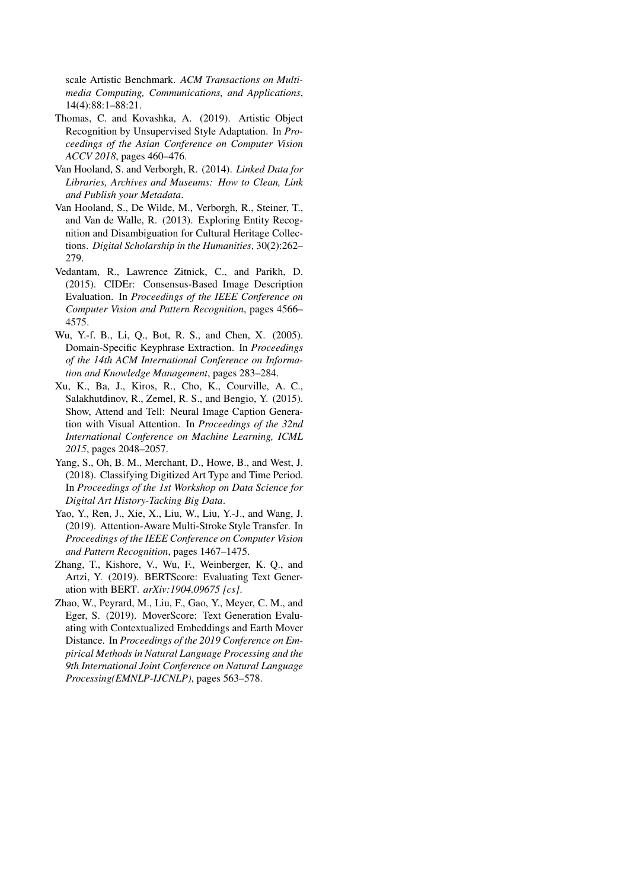scale Artistic Benchmark. *ACM Transactions on Multimedia Computing, Communications, and Applications*, 14(4):88:1–88:21.

Thomas, C. and Kovashka, A. (2019). Artistic Object Recognition by Unsupervised Style Adaptation. In *Proceedings of the Asian Conference on Computer Vision ACCV 2018*, pages 460–476.

Van Hooland, S. and Verborgh, R. (2014). *Linked Data for Libraries, Archives and Museums: How to Clean, Link and Publish your Metadata*.

Van Hooland, S., De Wilde, M., Verborgh, R., Steiner, T., and Van de Walle, R. (2013). Exploring Entity Recognition and Disambiguation for Cultural Heritage Collections. *Digital Scholarship in the Humanities*, 30(2):262–279.

Vedantam, R., Lawrence Zitnick, C., and Parikh, D. (2015). CIDEr: Consensus-Based Image Description Evaluation. In *Proceedings of the IEEE Conference on Computer Vision and Pattern Recognition*, pages 4566–4575.

Wu, Y.-f. B., Li, Q., Bot, R. S., and Chen, X. (2005). Domain-Specific Keyphrase Extraction. In *Proceedings of the 14th ACM International Conference on Information and Knowledge Management*, pages 283–284.

Xu, K., Ba, J., Kiros, R., Cho, K., Courville, A. C., Salakhutdinov, R., Zemel, R. S., and Bengio, Y. (2015). Show, Attend and Tell: Neural Image Caption Generation with Visual Attention. In *Proceedings of the 32nd International Conference on Machine Learning, ICML 2015*, pages 2048–2057.

Yang, S., Oh, B. M., Merchant, D., Howe, B., and West, J. (2018). Classifying Digitized Art Type and Time Period. In *Proceedings of the 1st Workshop on Data Science for Digital Art History-Tacking Big Data*.

Yao, Y., Ren, J., Xie, X., Liu, W., Liu, Y.-J., and Wang, J. (2019). Attention-Aware Multi-Stroke Style Transfer. In *Proceedings of the IEEE Conference on Computer Vision and Pattern Recognition*, pages 1467–1475.

Zhang, T., Kishore, V., Wu, F., Weinberger, K. Q., and Artzi, Y. (2019). BERTScore: Evaluating Text Generation with BERT. *arXiv:1904.09675 [cs]*.

Zhao, W., Peyrard, M., Liu, F., Gao, Y., Meyer, C. M., and Eger, S. (2019). MoverScore: Text Generation Evaluating with Contextualized Embeddings and Earth Mover Distance. In *Proceedings of the 2019 Conference on Empirical Methods in Natural Language Processing and the 9th International Joint Conference on Natural Language Processing(EMNLP-IJCNLP)*, pages 563–578.